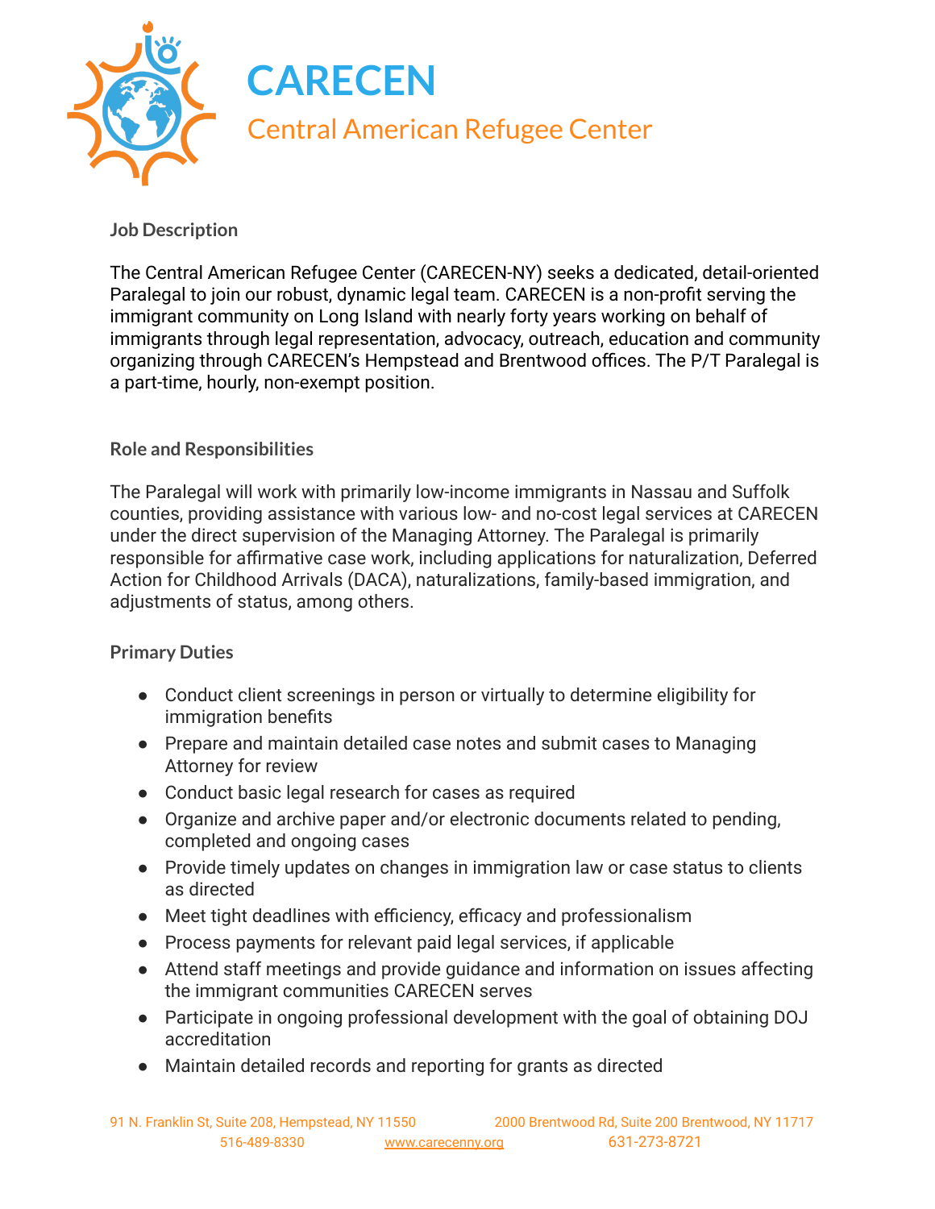# CARECEN

## Central American Refugee Center

### Job Description

The Central American Refugee Center (CARECEN-NY) seeks a dedicated, detail-oriented Paralegal to join our robust, dynamic legal team. CARECEN is a non-profit serving the immigrant community on Long Island with nearly forty years working on behalf of immigrants through legal representation, advocacy, outreach, education and community organizing through CARECEN's Hempstead and Brentwood offices. The P/T Paralegal is a part-time, hourly, non-exempt position.

### Role and Responsibilities

The Paralegal will work with primarily low-income immigrants in Nassau and Suffolk counties, providing assistance with various low- and no-cost legal services at CARECEN under the direct supervision of the Managing Attorney. The Paralegal is primarily responsible for affirmative case work, including applications for naturalization, Deferred Action for Childhood Arrivals (DACA), naturalizations, family-based immigration, and adjustments of status, among others.

### Primary Duties

- Conduct client screenings in person or virtually to determine eligibility for immigration benefits
- Prepare and maintain detailed case notes and submit cases to Managing Attorney for review
- Conduct basic legal research for cases as required
- Organize and archive paper and/or electronic documents related to pending, completed and ongoing cases
- Provide timely updates on changes in immigration law or case status to clients as directed
- Meet tight deadlines with efficiency, efficacy and professionalism
- Process payments for relevant paid legal services, if applicable
- Attend staff meetings and provide guidance and information on issues affecting the immigrant communities CARECEN serves
- Participate in ongoing professional development with the goal of obtaining DOJ accreditation
- Maintain detailed records and reporting for grants as directed

91 N. Franklin St, Suite 208, Hempstead, NY 11550 | 2000 Brentwood Rd, Suite 200 Brentwood, NY 11717
516-489-8330 | www.carecenny.org | 631-273-8721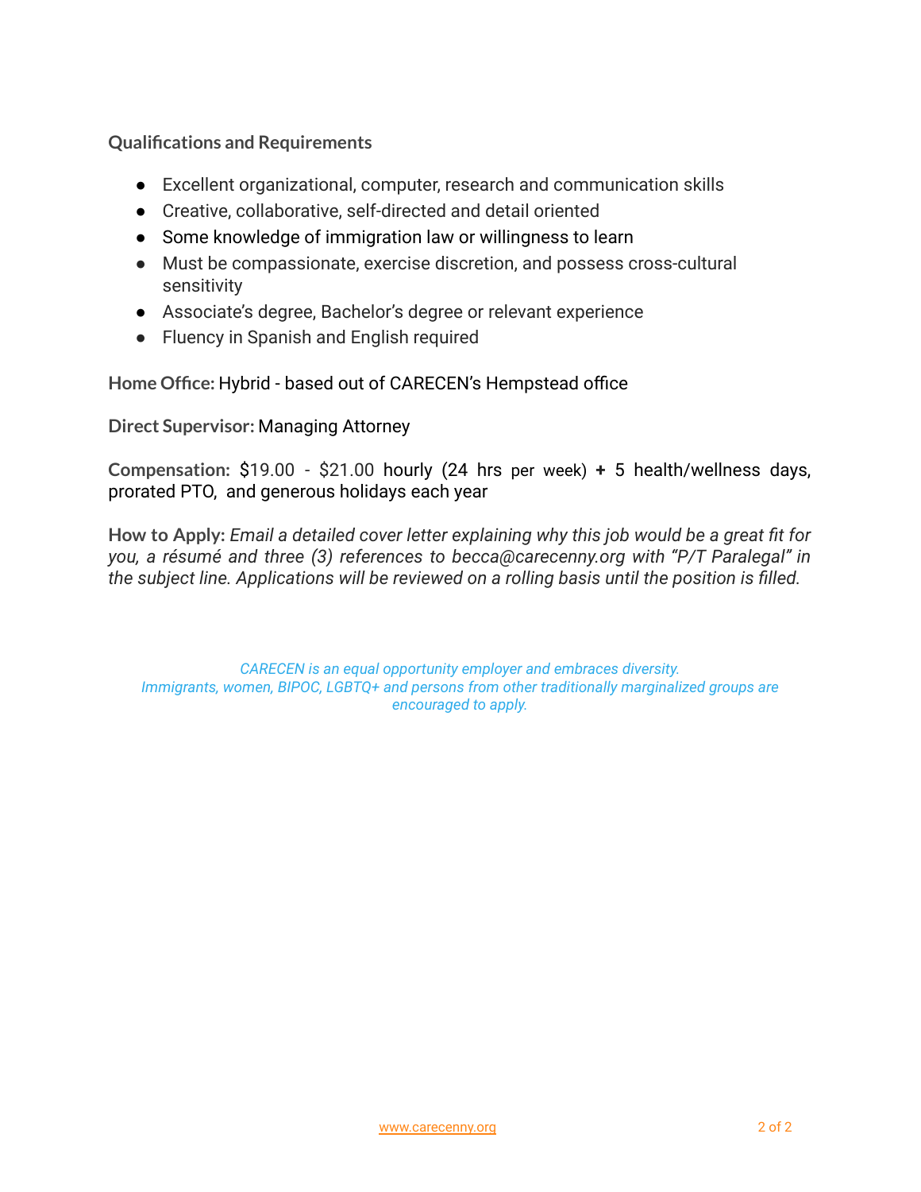**Qualifications and Requirements**

- Excellent organizational, computer, research and communication skills
- Creative, collaborative, self-directed and detail oriented
- Some knowledge of immigration law or willingness to learn
- Must be compassionate, exercise discretion, and possess cross-cultural sensitivity
- Associate's degree, Bachelor's degree or relevant experience
- Fluency in Spanish and English required

**Home Office:** Hybrid - based out of CARECEN's Hempstead office

**Direct Supervisor:** Managing Attorney

**Compensation:** $19.00 - $21.00 hourly (24 hrs per week) **+** 5 health/wellness days, prorated PTO, and generous holidays each year

**How to Apply:** *Email a detailed cover letter explaining why this job would be a great fit for you, a résumé and three (3) references to becca@carecenny.org with "P/T Paralegal" in the subject line. Applications will be reviewed on a rolling basis until the position is filled.*

*CARECEN is an equal opportunity employer and embraces diversity.*
*Immigrants, women, BIPOC, LGBTQ+ and persons from other traditionally marginalized groups are encouraged to apply.*

www.carecenny.org